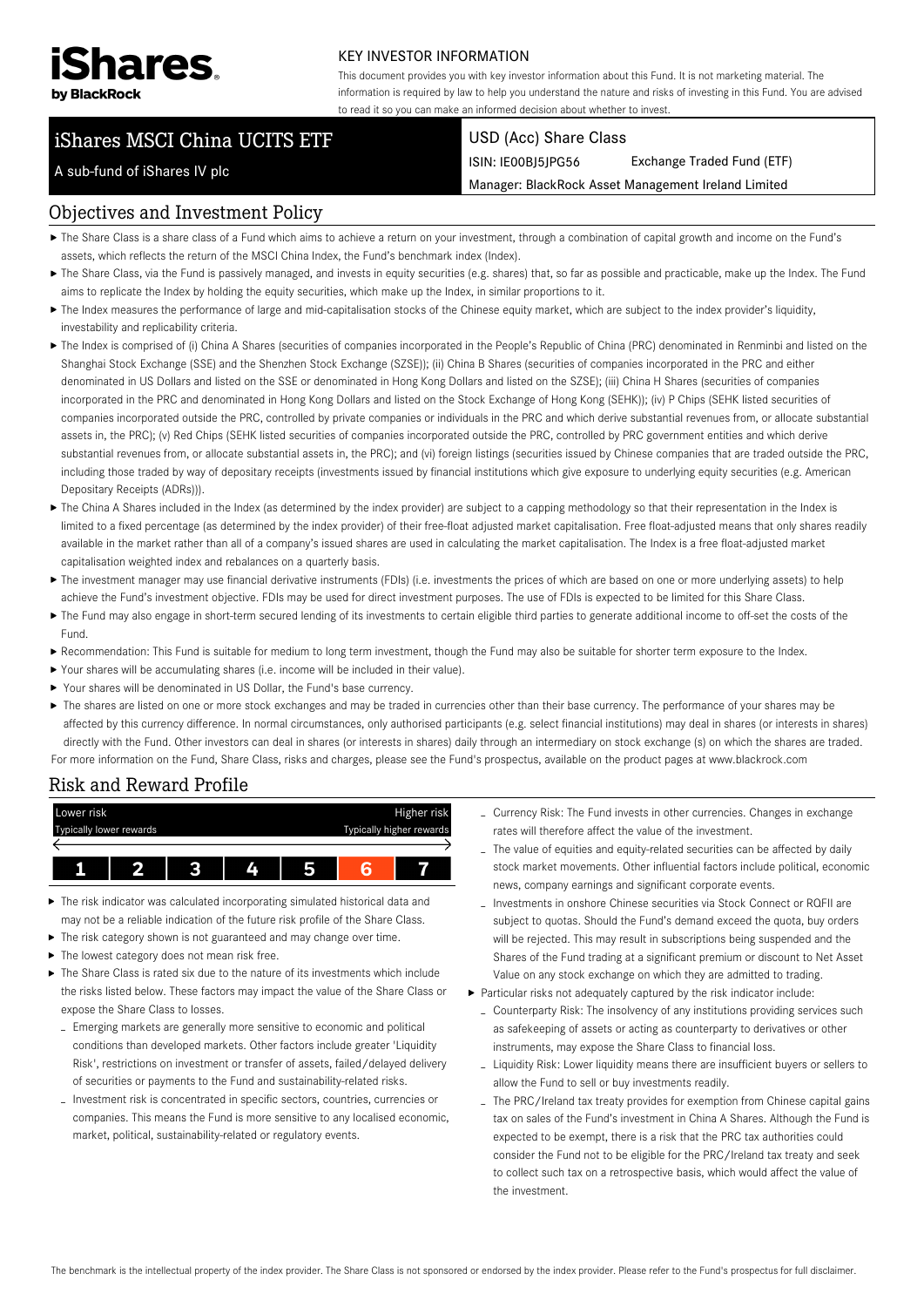iShares by BlackRock

KEY INVESTOR INFORMATION

This document provides you with key investor information about this Fund. It is not marketing material. The information is required by law to help you understand the nature and risks of investing in this Fund. You are advised to read it so you can make an informed decision about whether to invest.

# iShares MSCI China UCITS ETF

A sub-fund of iShares IV plc

USD (Acc) Share Class

ISIN: IE00BJ5JPG56 Exchange Traded Fund (ETF)

Manager: BlackRock Asset Management Ireland Limited

## Objectives and Investment Policy

- The Share Class is a share class of a Fund which aims to achieve a return on your investment, through a combination of capital growth and income on the Fund's assets, which reflects the return of the MSCI China Index, the Fund's benchmark index (Index).
- The Share Class, via the Fund is passively managed, and invests in equity securities (e.g. shares) that, so far as possible and practicable, make up the Index. The Fund aims to replicate the Index by holding the equity securities, which make up the Index, in similar proportions to it.
- The Index measures the performance of large and mid-capitalisation stocks of the Chinese equity market, which are subject to the index provider's liquidity, investability and replicability criteria.
- The Index is comprised of (i) China A Shares (securities of companies incorporated in the People's Republic of China (PRC) denominated in Renminbi and listed on the Shanghai Stock Exchange (SSE) and the Shenzhen Stock Exchange (SZSE)); (ii) China B Shares (securities of companies incorporated in the PRC and either denominated in US Dollars and listed on the SSE or denominated in Hong Kong Dollars and listed on the SZSE); (iii) China H Shares (securities of companies incorporated in the PRC and denominated in Hong Kong Dollars and listed on the Stock Exchange of Hong Kong (SEHK)); (iv) P Chips (SEHK listed securities of companies incorporated outside the PRC, controlled by private companies or individuals in the PRC and which derive substantial revenues from, or allocate substantial assets in, the PRC); (v) Red Chips (SEHK listed securities of companies incorporated outside the PRC, controlled by PRC government entities and which derive substantial revenues from, or allocate substantial assets in, the PRC); and (vi) foreign listings (securities issued by Chinese companies that are traded outside the PRC, including those traded by way of depositary receipts (investments issued by financial institutions which give exposure to underlying equity securities (e.g. American Depositary Receipts (ADRs))).
- The China A Shares included in the Index (as determined by the index provider) are subject to a capping methodology so that their representation in the Index is limited to a fixed percentage (as determined by the index provider) of their free-float adjusted market capitalisation. Free float-adjusted means that only shares readily available in the market rather than all of a company's issued shares are used in calculating the market capitalisation. The Index is a free float-adjusted market capitalisation weighted index and rebalances on a quarterly basis.
- The investment manager may use financial derivative instruments (FDIs) (i.e. investments the prices of which are based on one or more underlying assets) to help achieve the Fund's investment objective. FDIs may be used for direct investment purposes. The use of FDIs is expected to be limited for this Share Class.
- The Fund may also engage in short-term secured lending of its investments to certain eligible third parties to generate additional income to off-set the costs of the Fund.
- Recommendation: This Fund is suitable for medium to long term investment, though the Fund may also be suitable for shorter term exposure to the Index.
- Your shares will be accumulating shares (i.e. income will be included in their value).
- Your shares will be denominated in US Dollar, the Fund's base currency.
- The shares are listed on one or more stock exchanges and may be traded in currencies other than their base currency. The performance of your shares may be affected by this currency difference. In normal circumstances, only authorised participants (e.g. select financial institutions) may deal in shares (or interests in shares) directly with the Fund. Other investors can deal in shares (or interests in shares) daily through an intermediary on stock exchange (s) on which the shares are traded.

For more information on the Fund, Share Class, risks and charges, please see the Fund's prospectus, available on the product pages at www.blackrock.com

## Risk and Reward Profile

| Lower risk<br>Typically lower rewards | | | | | | Higher risk<br>Typically higher rewards |
|---|---|---|---|---|---|---|
| 1 | 2 | 3 | 4 | 5 | **6** | 7 |

- The risk indicator was calculated incorporating simulated historical data and may not be a reliable indication of the future risk profile of the Share Class.
- The risk category shown is not guaranteed and may change over time.
- The lowest category does not mean risk free.
- The Share Class is rated six due to the nature of its investments which include the risks listed below. These factors may impact the value of the Share Class or expose the Share Class to losses.
  - Emerging markets are generally more sensitive to economic and political conditions than developed markets. Other factors include greater 'Liquidity Risk', restrictions on investment or transfer of assets, failed/delayed delivery of securities or payments to the Fund and sustainability-related risks.
  - Investment risk is concentrated in specific sectors, countries, currencies or companies. This means the Fund is more sensitive to any localised economic, market, political, sustainability-related or regulatory events.
  - Currency Risk: The Fund invests in other currencies. Changes in exchange rates will therefore affect the value of the investment.
  - The value of equities and equity-related securities can be affected by daily stock market movements. Other influential factors include political, economic news, company earnings and significant corporate events.
  - Investments in onshore Chinese securities via Stock Connect or RQFII are subject to quotas. Should the Fund's demand exceed the quota, buy orders will be rejected. This may result in subscriptions being suspended and the Shares of the Fund trading at a significant premium or discount to Net Asset Value on any stock exchange on which they are admitted to trading.
- Particular risks not adequately captured by the risk indicator include:
  - Counterparty Risk: The insolvency of any institutions providing services such as safekeeping of assets or acting as counterparty to derivatives or other instruments, may expose the Share Class to financial loss.
  - Liquidity Risk: Lower liquidity means there are insufficient buyers or sellers to allow the Fund to sell or buy investments readily.
  - The PRC/Ireland tax treaty provides for exemption from Chinese capital gains tax on sales of the Fund's investment in China A Shares. Although the Fund is expected to be exempt, there is a risk that the PRC tax authorities could consider the Fund not to be eligible for the PRC/Ireland tax treaty and seek to collect such tax on a retrospective basis, which would affect the value of the investment.

The benchmark is the intellectual property of the index provider. The Share Class is not sponsored or endorsed by the index provider. Please refer to the Fund's prospectus for full disclaimer.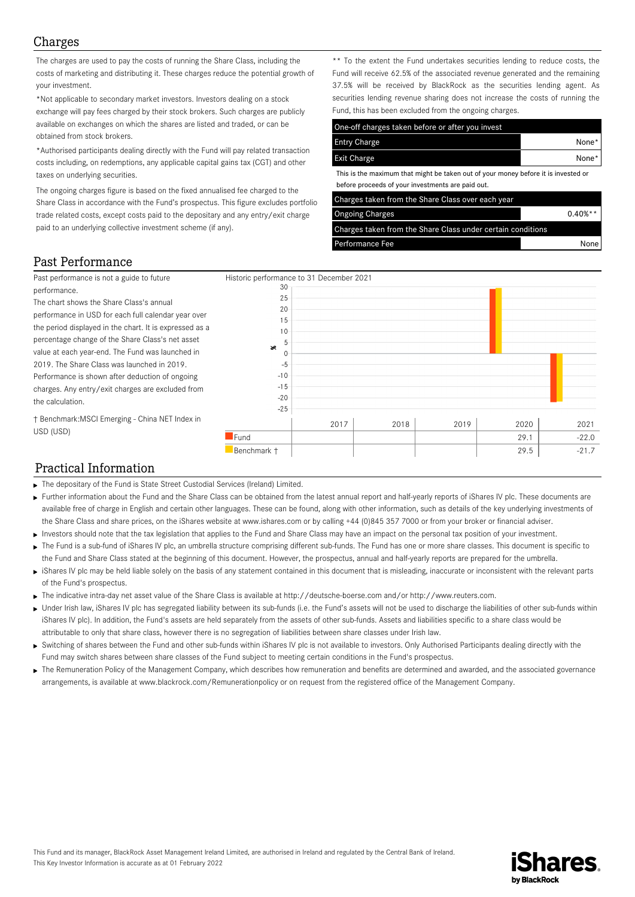## Charges

The charges are used to pay the costs of running the Share Class, including the costs of marketing and distributing it. These charges reduce the potential growth of your investment.

*Not applicable to secondary market investors. Investors dealing on a stock exchange will pay fees charged by their stock brokers. Such charges are publicly available on exchanges on which the shares are listed and traded, or can be obtained from stock brokers.

*Authorised participants dealing directly with the Fund will pay related transaction costs including, on redemptions, any applicable capital gains tax (CGT) and other taxes on underlying securities.

The ongoing charges figure is based on the fixed annualised fee charged to the Share Class in accordance with the Fund's prospectus. This figure excludes portfolio trade related costs, except costs paid to the depositary and any entry/exit charge paid to an underlying collective investment scheme (if any).

** To the extent the Fund undertakes securities lending to reduce costs, the Fund will receive 62.5% of the associated revenue generated and the remaining 37.5% will be received by BlackRock as the securities lending agent. As securities lending revenue sharing does not increase the costs of running the Fund, this has been excluded from the ongoing charges.

| One-off charges taken before or after you invest | |
|---|---|
| Entry Charge | None* |
| Exit Charge | None* |

This is the maximum that might be taken out of your money before it is invested or before proceeds of your investments are paid out.

| Charges taken from the Share Class over each year | |
|---|---|
| Ongoing Charges | 0.40%** |
| **Charges taken from the Share Class under certain conditions** | |
| Performance Fee | None |

## Past Performance

Past performance is not a guide to future performance.

The chart shows the Share Class's annual performance in USD for each full calendar year over the period displayed in the chart. It is expressed as a percentage change of the Share Class's net asset value at each year-end. The Fund was launched in 2019. The Share Class was launched in 2019.

Performance is shown after deduction of ongoing charges. Any entry/exit charges are excluded from the calculation.

† Benchmark:MSCI Emerging - China NET Index in USD (USD)

Historic performance to 31 December 2021

%

30
25
20
15
10
5
0
-5
-10
-15
-20
-25

| | 2017 | 2018 | 2019 | 2020 | 2021 |
|---|---|---|---|---|---|
| Fund | | | | 29.1 | -22.0 |
| Benchmark † | | | | 29.5 | -21.7 |

## Practical Information

- The depositary of the Fund is State Street Custodial Services (Ireland) Limited.
- Further information about the Fund and the Share Class can be obtained from the latest annual report and half-yearly reports of iShares IV plc. These documents are available free of charge in English and certain other languages. These can be found, along with other information, such as details of the key underlying investments of the Share Class and share prices, on the iShares website at www.ishares.com or by calling +44 (0)845 357 7000 or from your broker or financial adviser.
- Investors should note that the tax legislation that applies to the Fund and Share Class may have an impact on the personal tax position of your investment.
- The Fund is a sub-fund of iShares IV plc, an umbrella structure comprising different sub-funds. The Fund has one or more share classes. This document is specific to the Fund and Share Class stated at the beginning of this document. However, the prospectus, annual and half-yearly reports are prepared for the umbrella.
- iShares IV plc may be held liable solely on the basis of any statement contained in this document that is misleading, inaccurate or inconsistent with the relevant parts of the Fund's prospectus.
- The indicative intra-day net asset value of the Share Class is available at http://deutsche-boerse.com and/or http://www.reuters.com.
- Under Irish law, iShares IV plc has segregated liability between its sub-funds (i.e. the Fund's assets will not be used to discharge the liabilities of other sub-funds within iShares IV plc). In addition, the Fund's assets are held separately from the assets of other sub-funds. Assets and liabilities specific to a share class would be attributable to only that share class, however there is no segregation of liabilities between share classes under Irish law.
- Switching of shares between the Fund and other sub-funds within iShares IV plc is not available to investors. Only Authorised Participants dealing directly with the Fund may switch shares between share classes of the Fund subject to meeting certain conditions in the Fund's prospectus.
- The Remuneration Policy of the Management Company, which describes how remuneration and benefits are determined and awarded, and the associated governance arrangements, is available at www.blackrock.com/Remunerationpolicy or on request from the registered office of the Management Company.

This Fund and its manager, BlackRock Asset Management Ireland Limited, are authorised in Ireland and regulated by the Central Bank of Ireland.
This Key Investor Information is accurate as at 01 February 2022